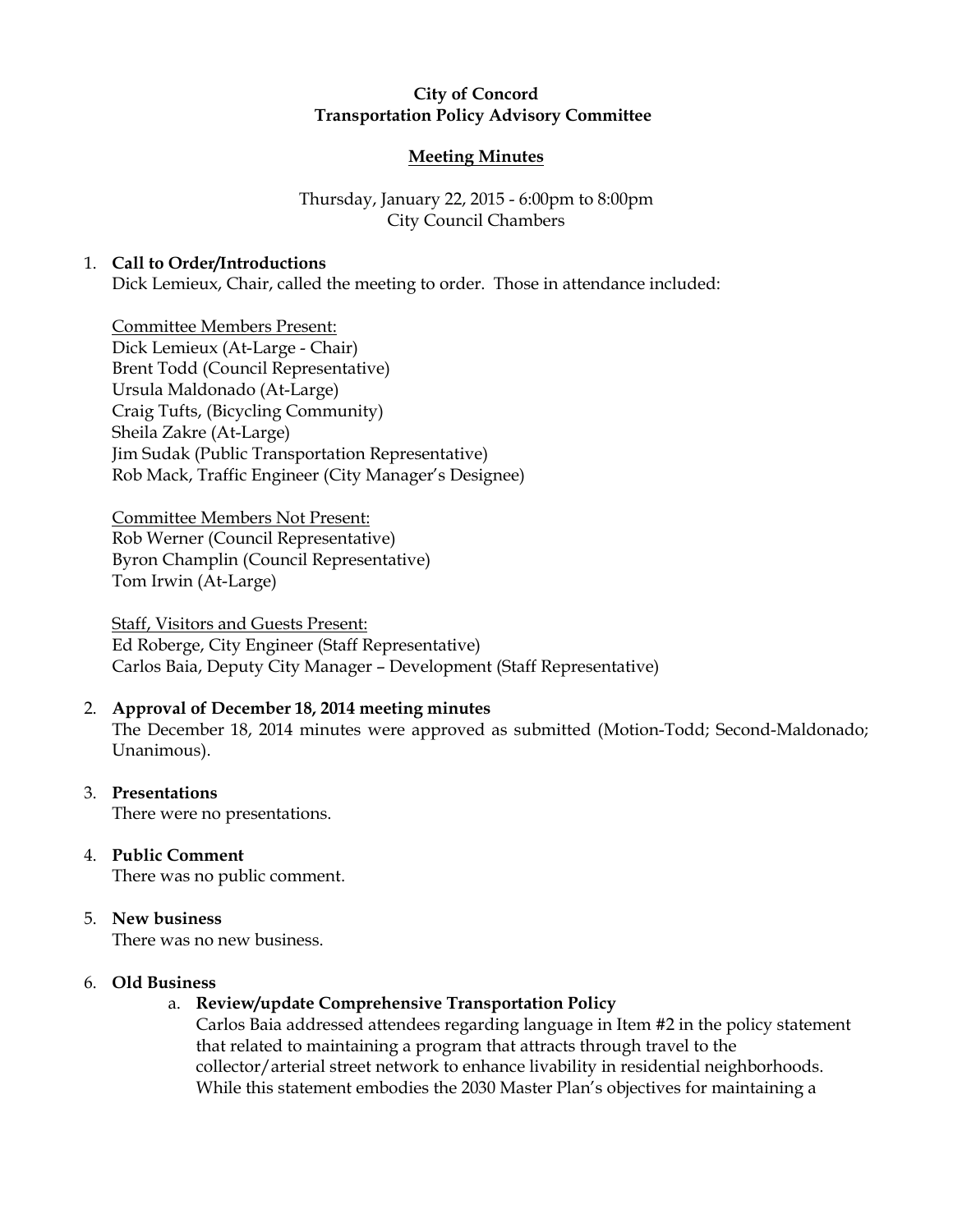**City of Concord**
**Transportation Policy Advisory Committee**

**Meeting Minutes**

Thursday, January 22, 2015 - 6:00pm to 8:00pm
City Council Chambers

1. **Call to Order/Introductions**
   Dick Lemieux, Chair, called the meeting to order. Those in attendance included:

   Committee Members Present:
   Dick Lemieux (At-Large - Chair)
   Brent Todd (Council Representative)
   Ursula Maldonado (At-Large)
   Craig Tufts, (Bicycling Community)
   Sheila Zakre (At-Large)
   Jim Sudak (Public Transportation Representative)
   Rob Mack, Traffic Engineer (City Manager's Designee)

   Committee Members Not Present:
   Rob Werner (Council Representative)
   Byron Champlin (Council Representative)
   Tom Irwin (At-Large)

   Staff, Visitors and Guests Present:
   Ed Roberge, City Engineer (Staff Representative)
   Carlos Baia, Deputy City Manager – Development (Staff Representative)

2. **Approval of December 18, 2014 meeting minutes**
   The December 18, 2014 minutes were approved as submitted (Motion-Todd; Second-Maldonado; Unanimous).

3. **Presentations**
   There were no presentations.

4. **Public Comment**
   There was no public comment.

5. **New business**
   There was no new business.

6. **Old Business**
   a. **Review/update Comprehensive Transportation Policy**
      Carlos Baia addressed attendees regarding language in Item #2 in the policy statement that related to maintaining a program that attracts through travel to the collector/arterial street network to enhance livability in residential neighborhoods. While this statement embodies the 2030 Master Plan's objectives for maintaining a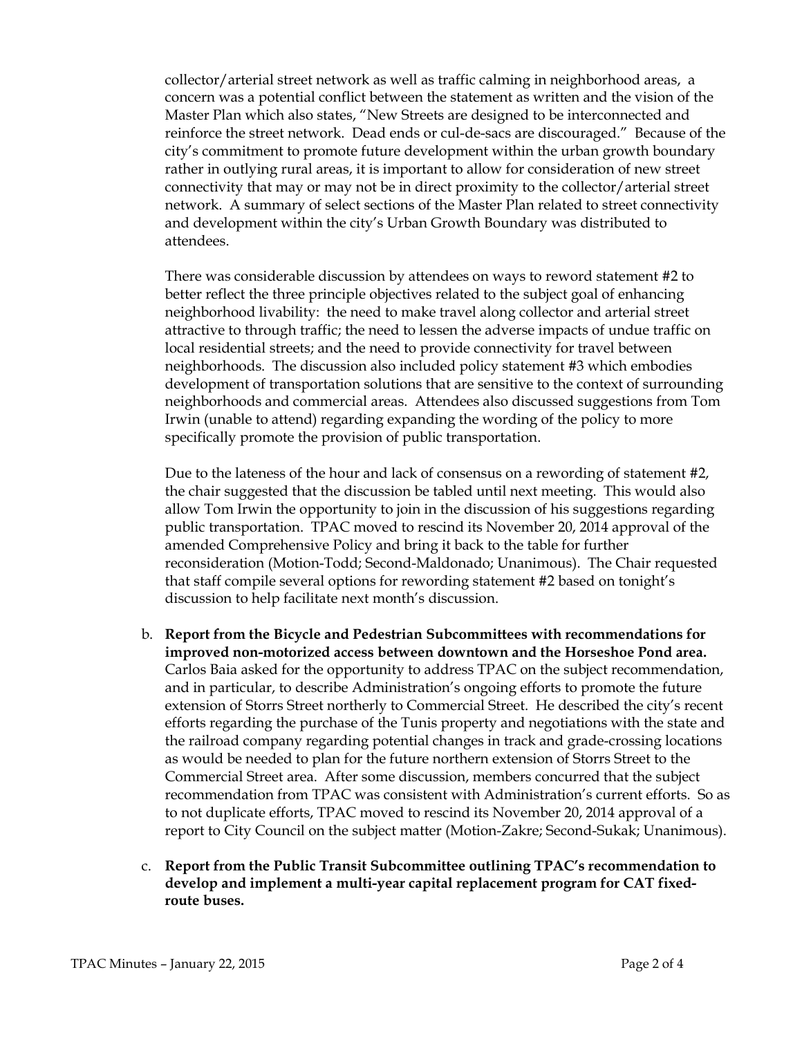collector/arterial street network as well as traffic calming in neighborhood areas, a concern was a potential conflict between the statement as written and the vision of the Master Plan which also states, "New Streets are designed to be interconnected and reinforce the street network. Dead ends or cul-de-sacs are discouraged." Because of the city's commitment to promote future development within the urban growth boundary rather in outlying rural areas, it is important to allow for consideration of new street connectivity that may or may not be in direct proximity to the collector/arterial street network. A summary of select sections of the Master Plan related to street connectivity and development within the city's Urban Growth Boundary was distributed to attendees.

There was considerable discussion by attendees on ways to reword statement #2 to better reflect the three principle objectives related to the subject goal of enhancing neighborhood livability: the need to make travel along collector and arterial street attractive to through traffic; the need to lessen the adverse impacts of undue traffic on local residential streets; and the need to provide connectivity for travel between neighborhoods. The discussion also included policy statement #3 which embodies development of transportation solutions that are sensitive to the context of surrounding neighborhoods and commercial areas. Attendees also discussed suggestions from Tom Irwin (unable to attend) regarding expanding the wording of the policy to more specifically promote the provision of public transportation.

Due to the lateness of the hour and lack of consensus on a rewording of statement #2, the chair suggested that the discussion be tabled until next meeting. This would also allow Tom Irwin the opportunity to join in the discussion of his suggestions regarding public transportation. TPAC moved to rescind its November 20, 2014 approval of the amended Comprehensive Policy and bring it back to the table for further reconsideration (Motion-Todd; Second-Maldonado; Unanimous). The Chair requested that staff compile several options for rewording statement #2 based on tonight's discussion to help facilitate next month's discussion.

b. **Report from the Bicycle and Pedestrian Subcommittees with recommendations for improved non-motorized access between downtown and the Horseshoe Pond area.** Carlos Baia asked for the opportunity to address TPAC on the subject recommendation, and in particular, to describe Administration's ongoing efforts to promote the future extension of Storrs Street northerly to Commercial Street. He described the city's recent efforts regarding the purchase of the Tunis property and negotiations with the state and the railroad company regarding potential changes in track and grade-crossing locations as would be needed to plan for the future northern extension of Storrs Street to the Commercial Street area. After some discussion, members concurred that the subject recommendation from TPAC was consistent with Administration's current efforts. So as to not duplicate efforts, TPAC moved to rescind its November 20, 2014 approval of a report to City Council on the subject matter (Motion-Zakre; Second-Sukak; Unanimous).

c. **Report from the Public Transit Subcommittee outlining TPAC's recommendation to develop and implement a multi-year capital replacement program for CAT fixed-route buses.**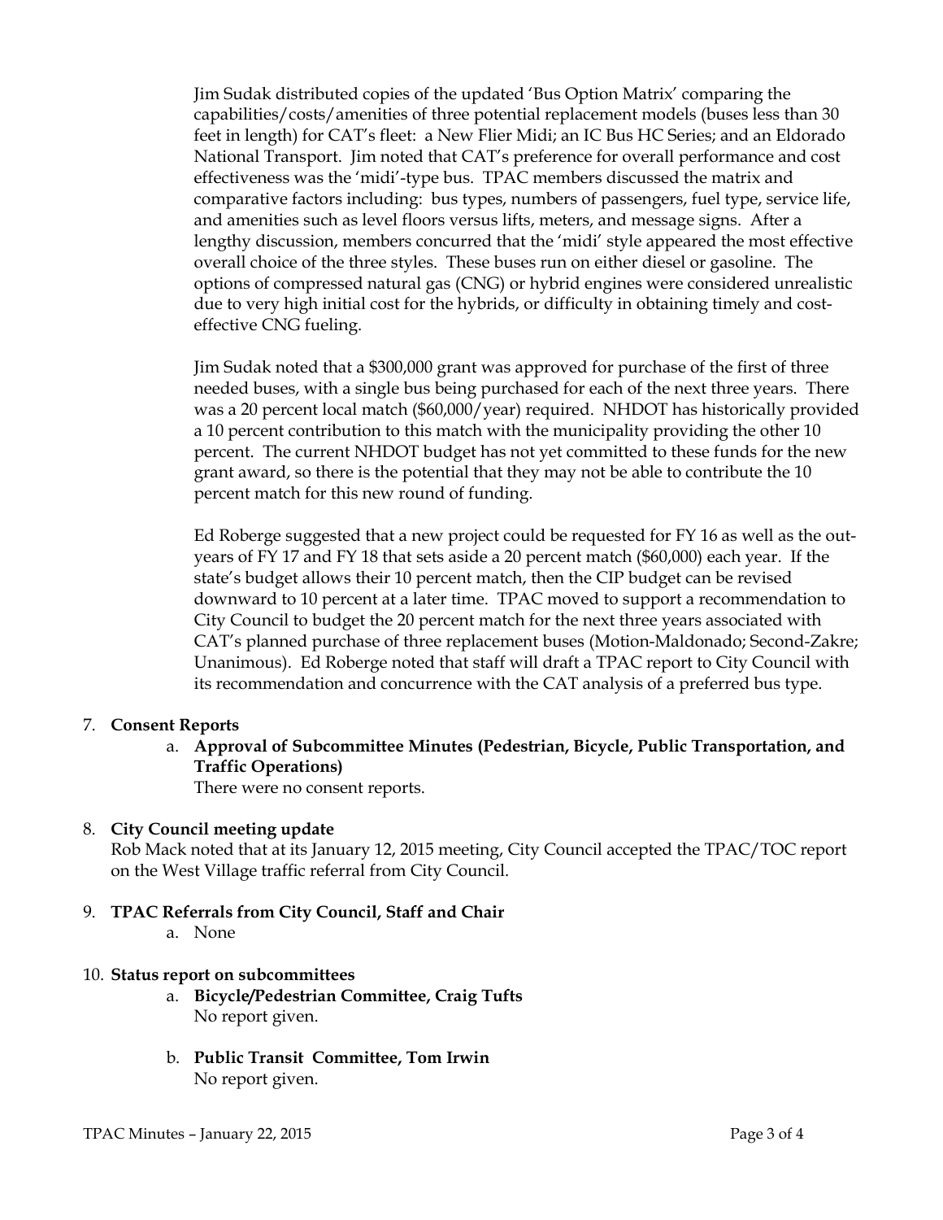Jim Sudak distributed copies of the updated 'Bus Option Matrix' comparing the capabilities/costs/amenities of three potential replacement models (buses less than 30 feet in length) for CAT's fleet: a New Flier Midi; an IC Bus HC Series; and an Eldorado National Transport. Jim noted that CAT's preference for overall performance and cost effectiveness was the 'midi'-type bus. TPAC members discussed the matrix and comparative factors including: bus types, numbers of passengers, fuel type, service life, and amenities such as level floors versus lifts, meters, and message signs. After a lengthy discussion, members concurred that the 'midi' style appeared the most effective overall choice of the three styles. These buses run on either diesel or gasoline. The options of compressed natural gas (CNG) or hybrid engines were considered unrealistic due to very high initial cost for the hybrids, or difficulty in obtaining timely and cost-effective CNG fueling.

Jim Sudak noted that a $300,000 grant was approved for purchase of the first of three needed buses, with a single bus being purchased for each of the next three years. There was a 20 percent local match ($60,000/year) required. NHDOT has historically provided a 10 percent contribution to this match with the municipality providing the other 10 percent. The current NHDOT budget has not yet committed to these funds for the new grant award, so there is the potential that they may not be able to contribute the 10 percent match for this new round of funding.

Ed Roberge suggested that a new project could be requested for FY 16 as well as the out-years of FY 17 and FY 18 that sets aside a 20 percent match ($60,000) each year. If the state's budget allows their 10 percent match, then the CIP budget can be revised downward to 10 percent at a later time. TPAC moved to support a recommendation to City Council to budget the 20 percent match for the next three years associated with CAT's planned purchase of three replacement buses (Motion-Maldonado; Second-Zakre; Unanimous). Ed Roberge noted that staff will draft a TPAC report to City Council with its recommendation and concurrence with the CAT analysis of a preferred bus type.

7. **Consent Reports**
   a. **Approval of Subcommittee Minutes (Pedestrian, Bicycle, Public Transportation, and Traffic Operations)**
      There were no consent reports.

8. **City Council meeting update**
   Rob Mack noted that at its January 12, 2015 meeting, City Council accepted the TPAC/TOC report on the West Village traffic referral from City Council.

9. **TPAC Referrals from City Council, Staff and Chair**
   a. None

10. **Status report on subcommittees**
    a. **Bicycle/Pedestrian Committee, Craig Tufts**
       No report given.

    b. **Public Transit Committee, Tom Irwin**
       No report given.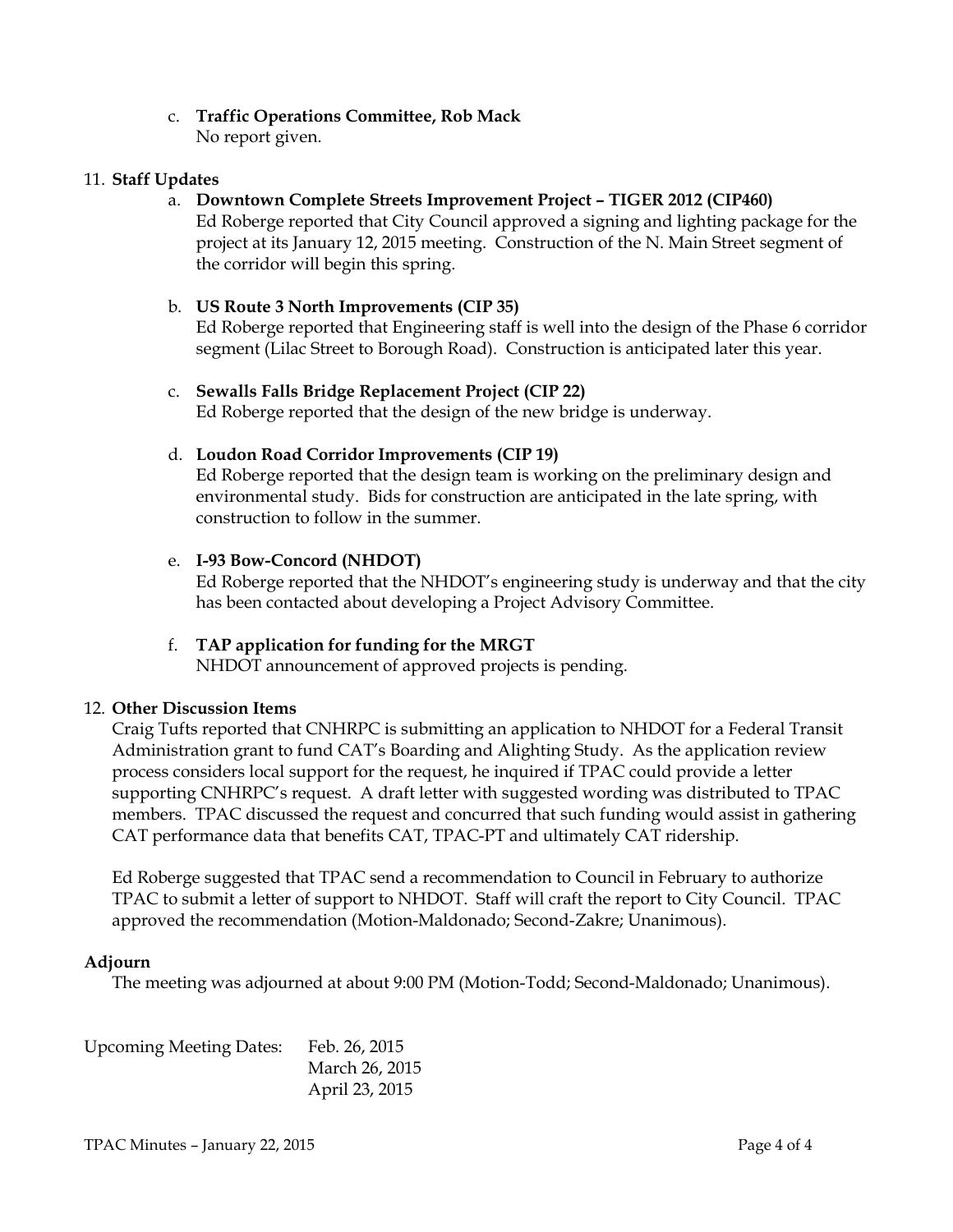c. **Traffic Operations Committee, Rob Mack**
   No report given.

11. **Staff Updates**

   a. **Downtown Complete Streets Improvement Project – TIGER 2012 (CIP460)**
   Ed Roberge reported that City Council approved a signing and lighting package for the project at its January 12, 2015 meeting. Construction of the N. Main Street segment of the corridor will begin this spring.

   b. **US Route 3 North Improvements (CIP 35)**
   Ed Roberge reported that Engineering staff is well into the design of the Phase 6 corridor segment (Lilac Street to Borough Road). Construction is anticipated later this year.

   c. **Sewalls Falls Bridge Replacement Project (CIP 22)**
   Ed Roberge reported that the design of the new bridge is underway.

   d. **Loudon Road Corridor Improvements (CIP 19)**
   Ed Roberge reported that the design team is working on the preliminary design and environmental study. Bids for construction are anticipated in the late spring, with construction to follow in the summer.

   e. **I-93 Bow-Concord (NHDOT)**
   Ed Roberge reported that the NHDOT's engineering study is underway and that the city has been contacted about developing a Project Advisory Committee.

   f. **TAP application for funding for the MRGT**
   NHDOT announcement of approved projects is pending.

12. **Other Discussion Items**

   Craig Tufts reported that CNHRPC is submitting an application to NHDOT for a Federal Transit Administration grant to fund CAT's Boarding and Alighting Study. As the application review process considers local support for the request, he inquired if TPAC could provide a letter supporting CNHRPC's request. A draft letter with suggested wording was distributed to TPAC members. TPAC discussed the request and concurred that such funding would assist in gathering CAT performance data that benefits CAT, TPAC-PT and ultimately CAT ridership.

   Ed Roberge suggested that TPAC send a recommendation to Council in February to authorize TPAC to submit a letter of support to NHDOT. Staff will craft the report to City Council. TPAC approved the recommendation (Motion-Maldonado; Second-Zakre; Unanimous).

**Adjourn**

The meeting was adjourned at about 9:00 PM (Motion-Todd; Second-Maldonado; Unanimous).

Upcoming Meeting Dates: Feb. 26, 2015
March 26, 2015
April 23, 2015